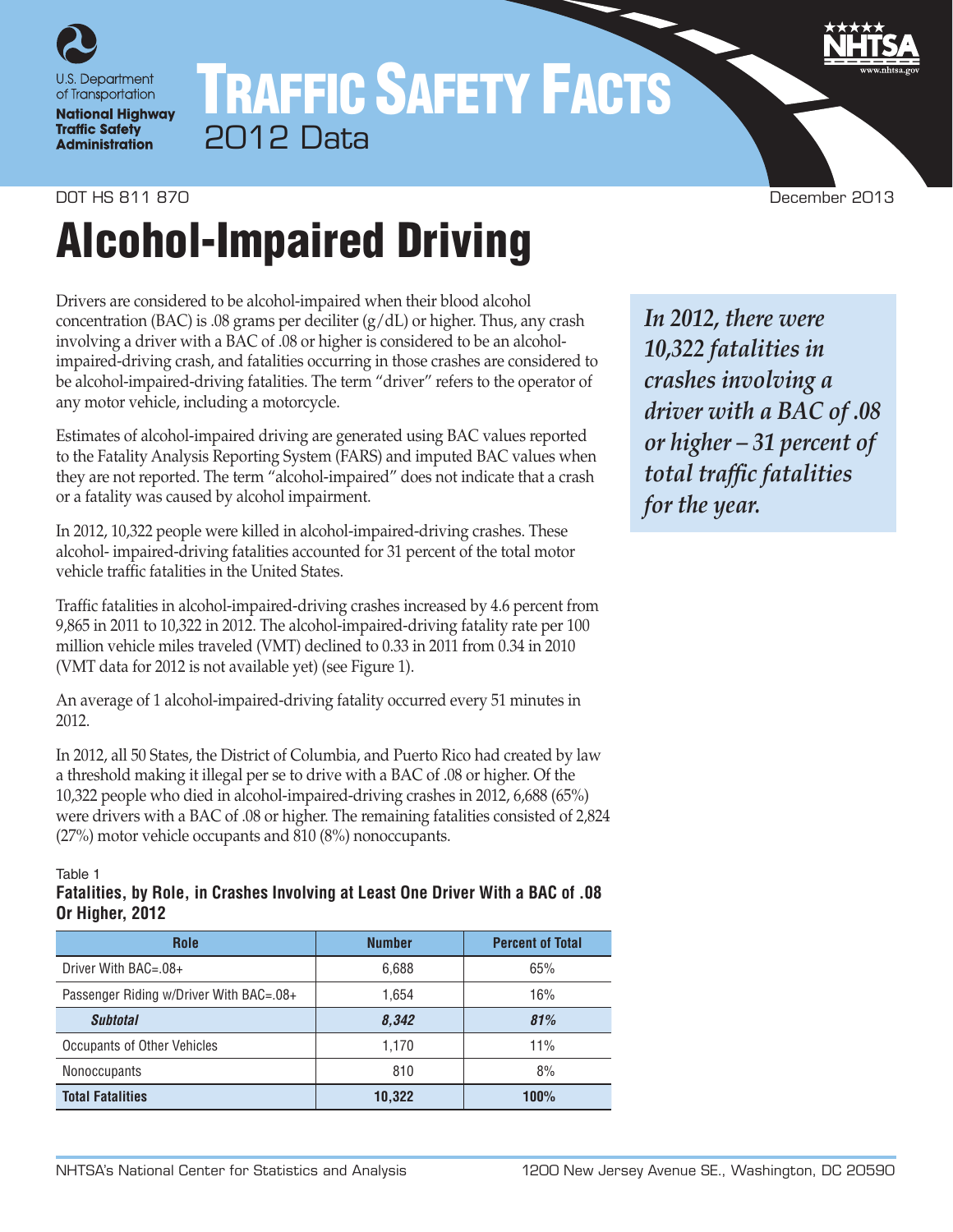U.S. Department of Transportation
**National Highway Traffic Safety Administration**

# TRAFFIC SAFETY FACTS
2012 Data

DOT HS 811 870 December 2013

# Alcohol-Impaired Driving

Drivers are considered to be alcohol-impaired when their blood alcohol concentration (BAC) is .08 grams per deciliter (g/dL) or higher. Thus, any crash involving a driver with a BAC of .08 or higher is considered to be an alcohol-impaired-driving crash, and fatalities occurring in those crashes are considered to be alcohol-impaired-driving fatalities. The term "driver" refers to the operator of any motor vehicle, including a motorcycle.

Estimates of alcohol-impaired driving are generated using BAC values reported to the Fatality Analysis Reporting System (FARS) and imputed BAC values when they are not reported. The term "alcohol-impaired" does not indicate that a crash or a fatality was caused by alcohol impairment.

In 2012, 10,322 people were killed in alcohol-impaired-driving crashes. These alcohol- impaired-driving fatalities accounted for 31 percent of the total motor vehicle traffic fatalities in the United States.

Traffic fatalities in alcohol-impaired-driving crashes increased by 4.6 percent from 9,865 in 2011 to 10,322 in 2012. The alcohol-impaired-driving fatality rate per 100 million vehicle miles traveled (VMT) declined to 0.33 in 2011 from 0.34 in 2010 (VMT data for 2012 is not available yet) (see Figure 1).

An average of 1 alcohol-impaired-driving fatality occurred every 51 minutes in 2012.

In 2012, all 50 States, the District of Columbia, and Puerto Rico had created by law a threshold making it illegal per se to drive with a BAC of .08 or higher. Of the 10,322 people who died in alcohol-impaired-driving crashes in 2012, 6,688 (65%) were drivers with a BAC of .08 or higher. The remaining fatalities consisted of 2,824 (27%) motor vehicle occupants and 810 (8%) nonoccupants.

*In 2012, there were 10,322 fatalities in crashes involving a driver with a BAC of .08 or higher – 31 percent of total traffic fatalities for the year.*

Table 1
**Fatalities, by Role, in Crashes Involving at Least One Driver With a BAC of .08 Or Higher, 2012**

| Role | Number | Percent of Total |
|---|---|---|
| Driver With BAC=.08+ | 6,688 | 65% |
| Passenger Riding w/Driver With BAC=.08+ | 1,654 | 16% |
| ***Subtotal*** | ***8,342*** | ***81%*** |
| Occupants of Other Vehicles | 1,170 | 11% |
| Nonoccupants | 810 | 8% |
| **Total Fatalities** | **10,322** | **100%** |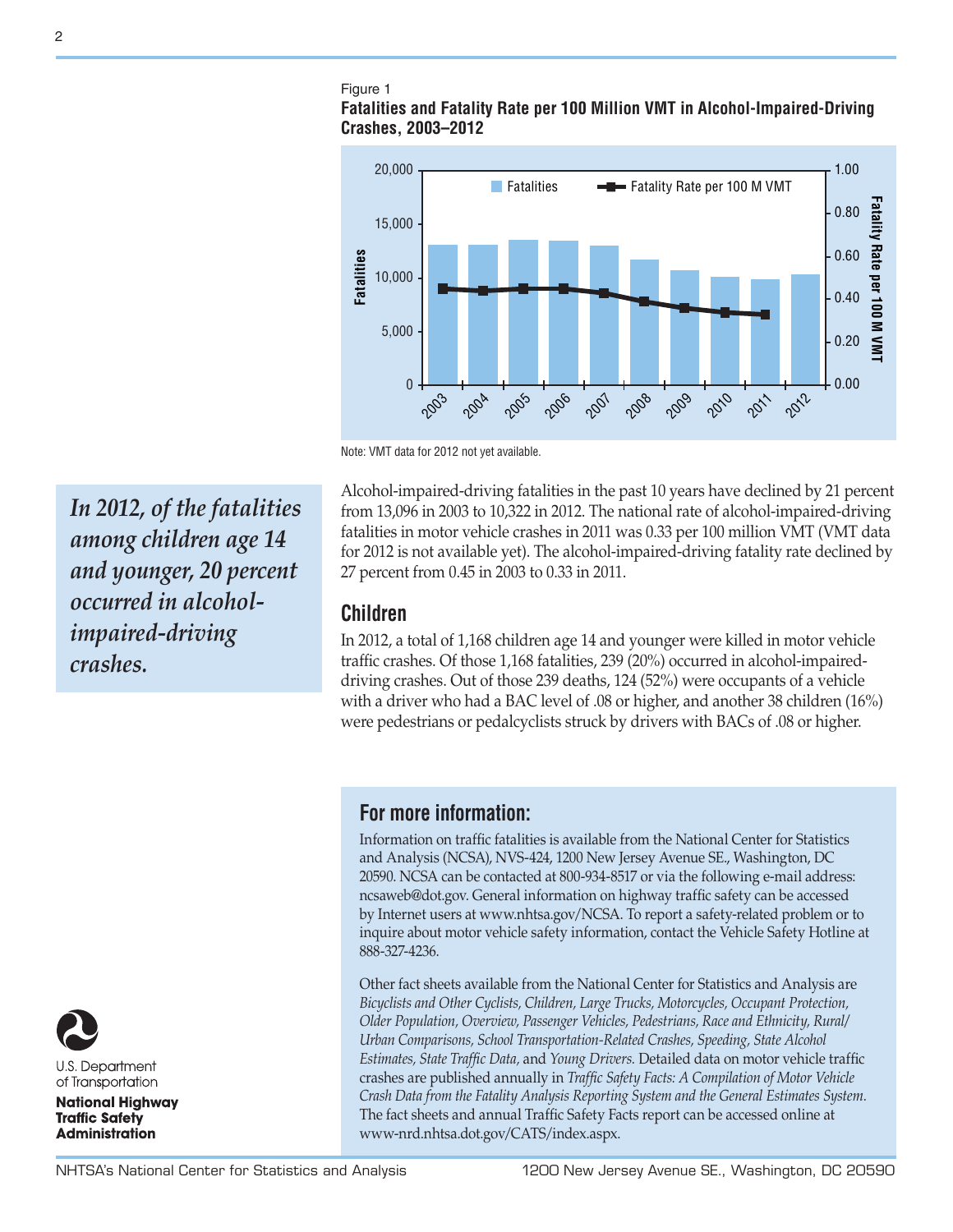Figure 1

**Fatalities and Fatality Rate per 100 Million VMT in Alcohol-Impaired-Driving Crashes, 2003–2012**

Note: VMT data for 2012 not yet available.

*In 2012, of the fatalities among children age 14 and younger, 20 percent occurred in alcohol-impaired-driving crashes.*

Alcohol-impaired-driving fatalities in the past 10 years have declined by 21 percent from 13,096 in 2003 to 10,322 in 2012. The national rate of alcohol-impaired-driving fatalities in motor vehicle crashes in 2011 was 0.33 per 100 million VMT (VMT data for 2012 is not available yet). The alcohol-impaired-driving fatality rate declined by 27 percent from 0.45 in 2003 to 0.33 in 2011.

## Children

In 2012, a total of 1,168 children age 14 and younger were killed in motor vehicle traffic crashes. Of those 1,168 fatalities, 239 (20%) occurred in alcohol-impaired-driving crashes. Out of those 239 deaths, 124 (52%) were occupants of a vehicle with a driver who had a BAC level of .08 or higher, and another 38 children (16%) were pedestrians or pedalcyclists struck by drivers with BACs of .08 or higher.

## For more information:

Information on traffic fatalities is available from the National Center for Statistics and Analysis (NCSA), NVS-424, 1200 New Jersey Avenue SE., Washington, DC 20590. NCSA can be contacted at 800-934-8517 or via the following e-mail address: ncsaweb@dot.gov. General information on highway traffic safety can be accessed by Internet users at www.nhtsa.gov/NCSA. To report a safety-related problem or to inquire about motor vehicle safety information, contact the Vehicle Safety Hotline at 888-327-4236.

Other fact sheets available from the National Center for Statistics and Analysis are *Bicyclists and Other Cyclists, Children, Large Trucks, Motorcycles, Occupant Protection, Older Population, Overview, Passenger Vehicles, Pedestrians, Race and Ethnicity, Rural/Urban Comparisons, School Transportation-Related Crashes, Speeding, State Alcohol Estimates, State Traffic Data,* and *Young Drivers.* Detailed data on motor vehicle traffic crashes are published annually in *Traffic Safety Facts: A Compilation of Motor Vehicle Crash Data from the Fatality Analysis Reporting System and the General Estimates System.* The fact sheets and annual Traffic Safety Facts report can be accessed online at www-nrd.nhtsa.dot.gov/CATS/index.aspx.

U.S. Department of Transportation

**National Highway Traffic Safety Administration**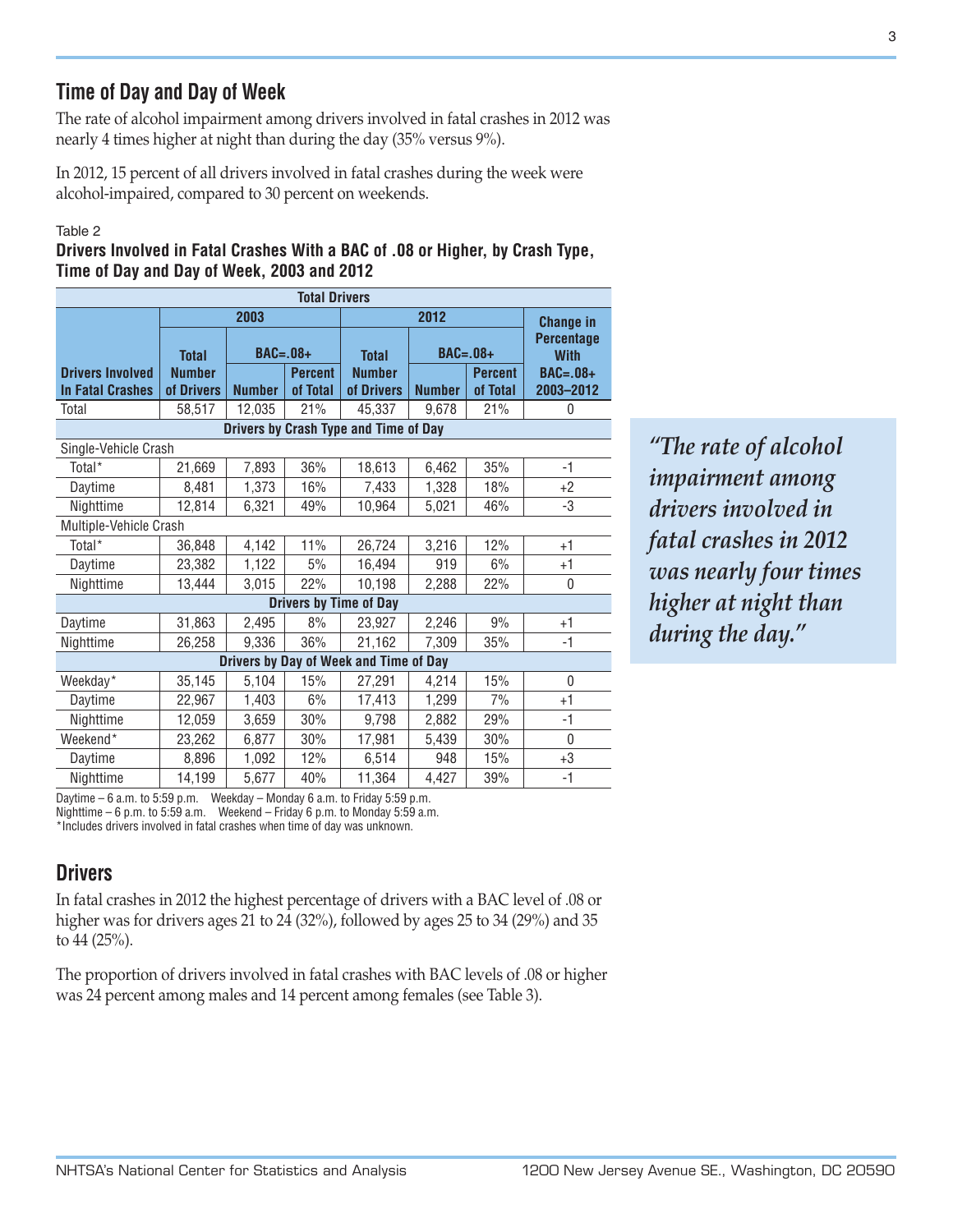## Time of Day and Day of Week

The rate of alcohol impairment among drivers involved in fatal crashes in 2012 was nearly 4 times higher at night than during the day (35% versus 9%).

In 2012, 15 percent of all drivers involved in fatal crashes during the week were alcohol-impaired, compared to 30 percent on weekends.

Table 2
**Drivers Involved in Fatal Crashes With a BAC of .08 or Higher, by Crash Type, Time of Day and Day of Week, 2003 and 2012**

| Total Drivers | | | | | | | |
|---|---|---|---|---|---|---|---|
| | 2003 | | | 2012 | | | Change in Percentage With BAC=.08+ 2003–2012 |
| Drivers Involved In Fatal Crashes | Total Number of Drivers | BAC=.08+ Number | BAC=.08+ Percent of Total | Total Number of Drivers | BAC=.08+ Number | BAC=.08+ Percent of Total | |
| Total | 58,517 | 12,035 | 21% | 45,337 | 9,678 | 21% | 0 |
| **Drivers by Crash Type and Time of Day** | | | | | | | |
| Single-Vehicle Crash | | | | | | | |
| Total* | 21,669 | 7,893 | 36% | 18,613 | 6,462 | 35% | -1 |
| Daytime | 8,481 | 1,373 | 16% | 7,433 | 1,328 | 18% | +2 |
| Nighttime | 12,814 | 6,321 | 49% | 10,964 | 5,021 | 46% | -3 |
| Multiple-Vehicle Crash | | | | | | | |
| Total* | 36,848 | 4,142 | 11% | 26,724 | 3,216 | 12% | +1 |
| Daytime | 23,382 | 1,122 | 5% | 16,494 | 919 | 6% | +1 |
| Nighttime | 13,444 | 3,015 | 22% | 10,198 | 2,288 | 22% | 0 |
| **Drivers by Time of Day** | | | | | | | |
| Daytime | 31,863 | 2,495 | 8% | 23,927 | 2,246 | 9% | +1 |
| Nighttime | 26,258 | 9,336 | 36% | 21,162 | 7,309 | 35% | -1 |
| **Drivers by Day of Week and Time of Day** | | | | | | | |
| Weekday* | 35,145 | 5,104 | 15% | 27,291 | 4,214 | 15% | 0 |
| Daytime | 22,967 | 1,403 | 6% | 17,413 | 1,299 | 7% | +1 |
| Nighttime | 12,059 | 3,659 | 30% | 9,798 | 2,882 | 29% | -1 |
| Weekend* | 23,262 | 6,877 | 30% | 17,981 | 5,439 | 30% | 0 |
| Daytime | 8,896 | 1,092 | 12% | 6,514 | 948 | 15% | +3 |
| Nighttime | 14,199 | 5,677 | 40% | 11,364 | 4,427 | 39% | -1 |

Daytime – 6 a.m. to 5:59 p.m. Weekday – Monday 6 a.m. to Friday 5:59 p.m.
Nighttime – 6 p.m. to 5:59 a.m. Weekend – Friday 6 p.m. to Monday 5:59 a.m.
*Includes drivers involved in fatal crashes when time of day was unknown.

*"The rate of alcohol impairment among drivers involved in fatal crashes in 2012 was nearly four times higher at night than during the day."*

## Drivers

In fatal crashes in 2012 the highest percentage of drivers with a BAC level of .08 or higher was for drivers ages 21 to 24 (32%), followed by ages 25 to 34 (29%) and 35 to 44 (25%).

The proportion of drivers involved in fatal crashes with BAC levels of .08 or higher was 24 percent among males and 14 percent among females (see Table 3).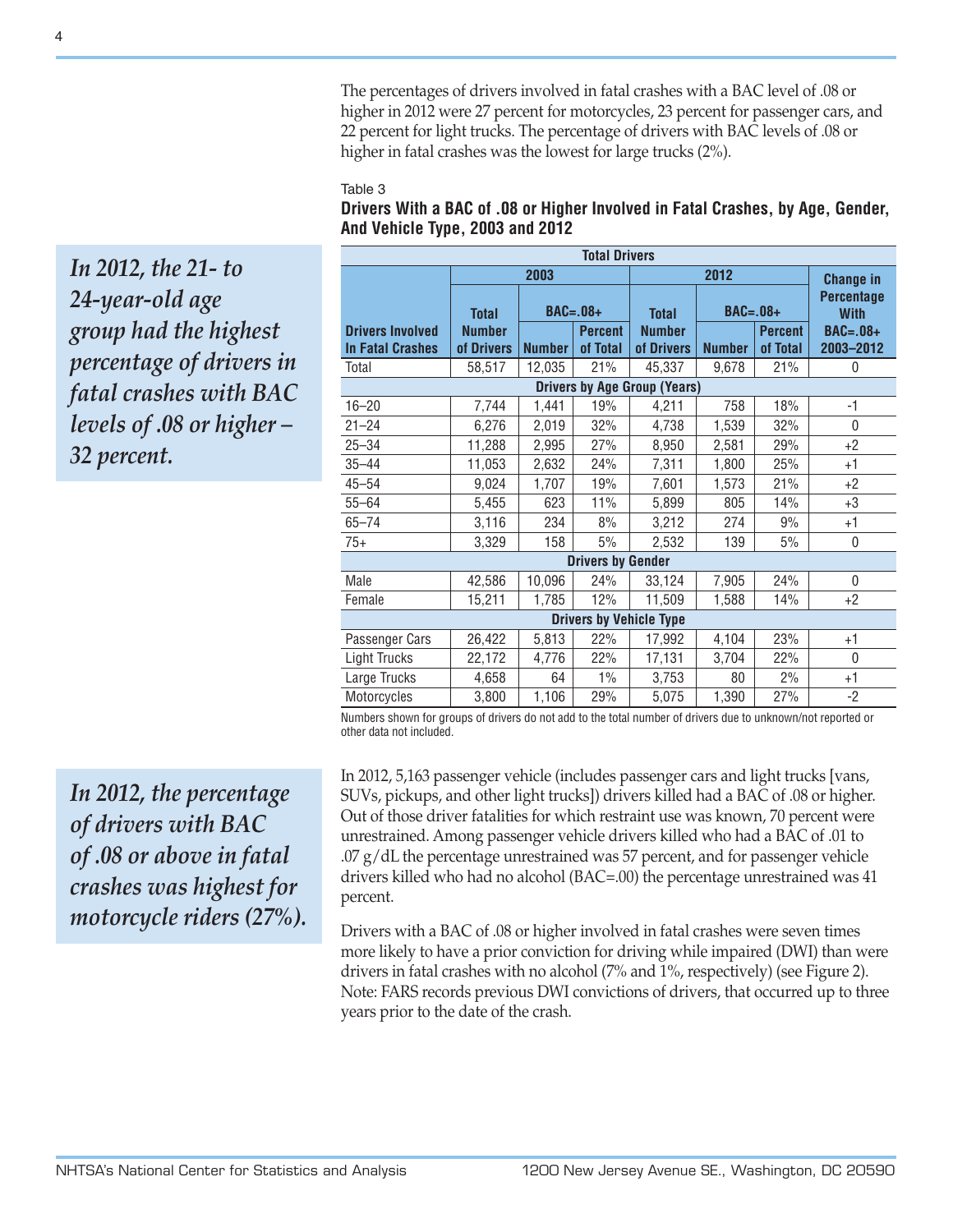The percentages of drivers involved in fatal crashes with a BAC level of .08 or higher in 2012 were 27 percent for motorcycles, 23 percent for passenger cars, and 22 percent for light trucks. The percentage of drivers with BAC levels of .08 or higher in fatal crashes was the lowest for large trucks (2%).

*In 2012, the 21- to 24-year-old age group had the highest percentage of drivers in fatal crashes with BAC levels of .08 or higher – 32 percent.*

Table 3

**Drivers With a BAC of .08 or Higher Involved in Fatal Crashes, by Age, Gender, And Vehicle Type, 2003 and 2012**

| Total Drivers | | | | | | | |
|---|---|---|---|---|---|---|---|
| | 2003 | | | 2012 | | | Change in Percentage With BAC=.08+ 2003–2012 |
| Drivers Involved In Fatal Crashes | Total Number of Drivers | BAC=.08+ Number | BAC=.08+ Percent of Total | Total Number of Drivers | BAC=.08+ Number | BAC=.08+ Percent of Total | |
| Total | 58,517 | 12,035 | 21% | 45,337 | 9,678 | 21% | 0 |
| **Drivers by Age Group (Years)** | | | | | | | |
| 16–20 | 7,744 | 1,441 | 19% | 4,211 | 758 | 18% | -1 |
| 21–24 | 6,276 | 2,019 | 32% | 4,738 | 1,539 | 32% | 0 |
| 25–34 | 11,288 | 2,995 | 27% | 8,950 | 2,581 | 29% | +2 |
| 35–44 | 11,053 | 2,632 | 24% | 7,311 | 1,800 | 25% | +1 |
| 45–54 | 9,024 | 1,707 | 19% | 7,601 | 1,573 | 21% | +2 |
| 55–64 | 5,455 | 623 | 11% | 5,899 | 805 | 14% | +3 |
| 65–74 | 3,116 | 234 | 8% | 3,212 | 274 | 9% | +1 |
| 75+ | 3,329 | 158 | 5% | 2,532 | 139 | 5% | 0 |
| **Drivers by Gender** | | | | | | | |
| Male | 42,586 | 10,096 | 24% | 33,124 | 7,905 | 24% | 0 |
| Female | 15,211 | 1,785 | 12% | 11,509 | 1,588 | 14% | +2 |
| **Drivers by Vehicle Type** | | | | | | | |
| Passenger Cars | 26,422 | 5,813 | 22% | 17,992 | 4,104 | 23% | +1 |
| Light Trucks | 22,172 | 4,776 | 22% | 17,131 | 3,704 | 22% | 0 |
| Large Trucks | 4,658 | 64 | 1% | 3,753 | 80 | 2% | +1 |
| Motorcycles | 3,800 | 1,106 | 29% | 5,075 | 1,390 | 27% | -2 |

Numbers shown for groups of drivers do not add to the total number of drivers due to unknown/not reported or other data not included.

*In 2012, the percentage of drivers with BAC of .08 or above in fatal crashes was highest for motorcycle riders (27%).*

In 2012, 5,163 passenger vehicle (includes passenger cars and light trucks [vans, SUVs, pickups, and other light trucks]) drivers killed had a BAC of .08 or higher. Out of those driver fatalities for which restraint use was known, 70 percent were unrestrained. Among passenger vehicle drivers killed who had a BAC of .01 to .07 g/dL the percentage unrestrained was 57 percent, and for passenger vehicle drivers killed who had no alcohol (BAC=.00) the percentage unrestrained was 41 percent.

Drivers with a BAC of .08 or higher involved in fatal crashes were seven times more likely to have a prior conviction for driving while impaired (DWI) than were drivers in fatal crashes with no alcohol (7% and 1%, respectively) (see Figure 2). Note: FARS records previous DWI convictions of drivers, that occurred up to three years prior to the date of the crash.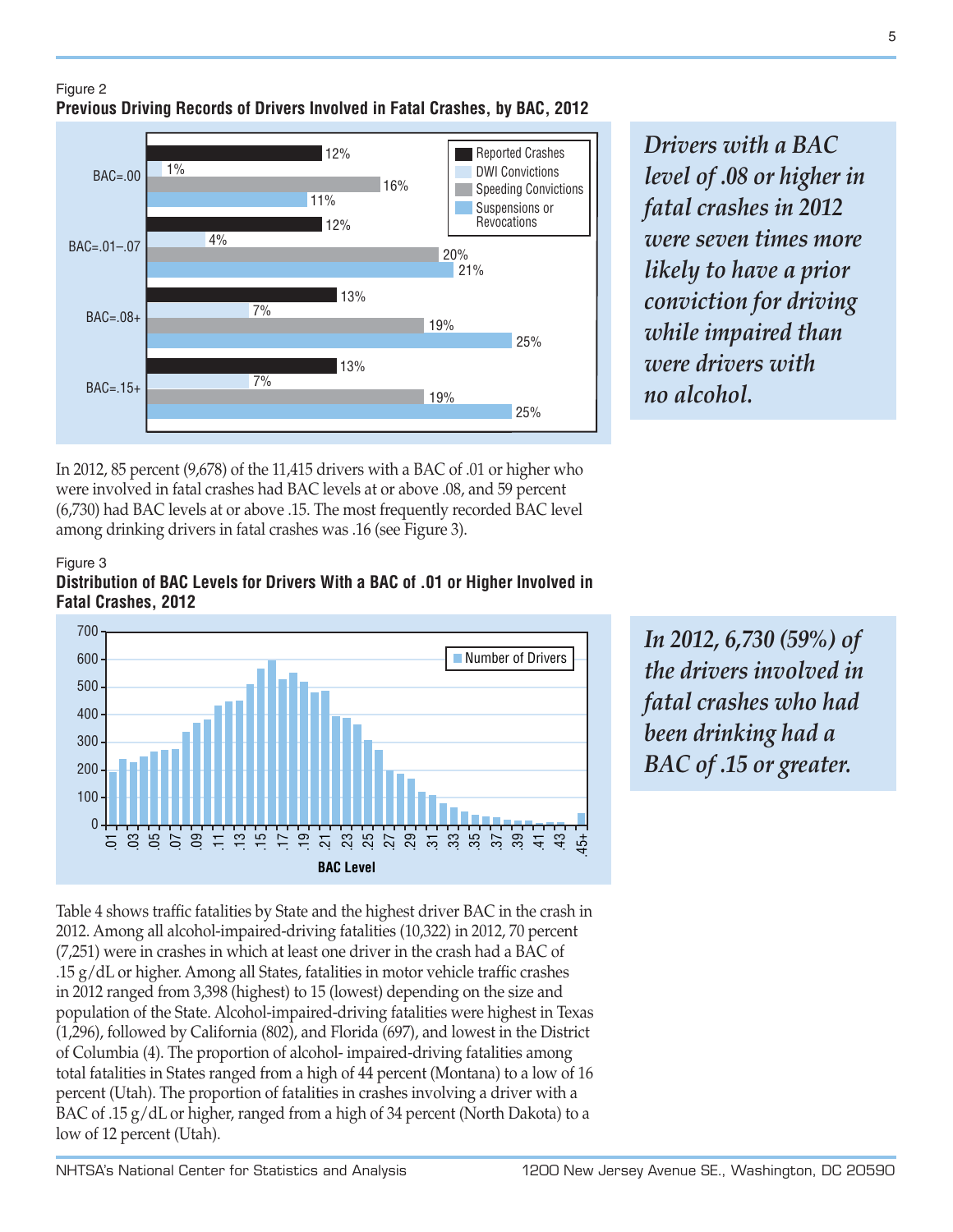Figure 2

**Previous Driving Records of Drivers Involved in Fatal Crashes, by BAC, 2012**

| BAC | Reported Crashes | DWI Convictions | Speeding Convictions | Suspensions or Revocations |
|---|---|---|---|---|
| BAC=.00 | 12% | 1% | 16% | 11% |
| BAC=.01–.07 | 12% | 4% | 20% | 21% |
| BAC=.08+ | 13% | 7% | 19% | 25% |
| BAC=.15+ | 13% | 7% | 19% | 25% |

***Drivers with a BAC level of .08 or higher in fatal crashes in 2012 were seven times more likely to have a prior conviction for driving while impaired than were drivers with no alcohol.***

In 2012, 85 percent (9,678) of the 11,415 drivers with a BAC of .01 or higher who were involved in fatal crashes had BAC levels at or above .08, and 59 percent (6,730) had BAC levels at or above .15. The most frequently recorded BAC level among drinking drivers in fatal crashes was .16 (see Figure 3).

Figure 3

**Distribution of BAC Levels for Drivers With a BAC of .01 or Higher Involved in Fatal Crashes, 2012**

***In 2012, 6,730 (59%) of the drivers involved in fatal crashes who had been drinking had a BAC of .15 or greater.***

Table 4 shows traffic fatalities by State and the highest driver BAC in the crash in 2012. Among all alcohol-impaired-driving fatalities (10,322) in 2012, 70 percent (7,251) were in crashes in which at least one driver in the crash had a BAC of .15 g/dL or higher. Among all States, fatalities in motor vehicle traffic crashes in 2012 ranged from 3,398 (highest) to 15 (lowest) depending on the size and population of the State. Alcohol-impaired-driving fatalities were highest in Texas (1,296), followed by California (802), and Florida (697), and lowest in the District of Columbia (4). The proportion of alcohol- impaired-driving fatalities among total fatalities in States ranged from a high of 44 percent (Montana) to a low of 16 percent (Utah). The proportion of fatalities in crashes involving a driver with a BAC of .15 g/dL or higher, ranged from a high of 34 percent (North Dakota) to a low of 12 percent (Utah).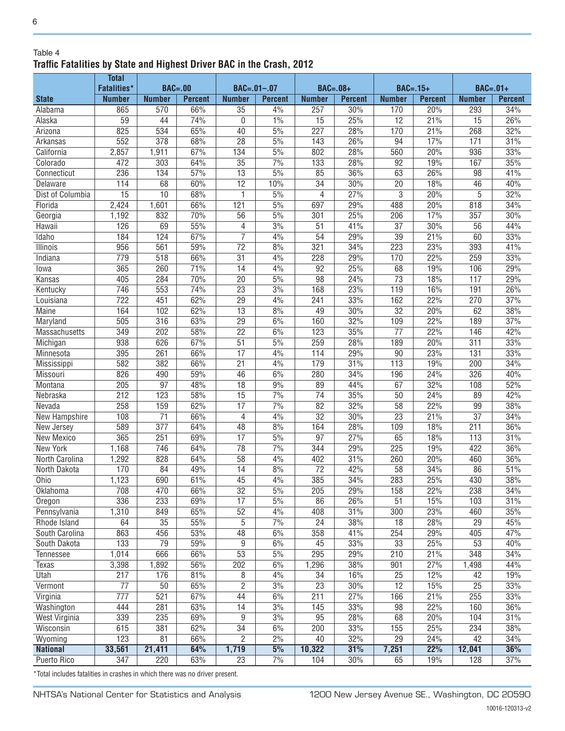Table 4

**Traffic Fatalities by State and Highest Driver BAC in the Crash, 2012**

| | Total Fatalities* | BAC=.00 | | BAC=.01–.07 | | BAC=.08+ | | BAC=.15+ | | BAC=.01+ | |
|---|---|---|---|---|---|---|---|---|---|---|---|
| **State** | **Number** | **Number** | **Percent** | **Number** | **Percent** | **Number** | **Percent** | **Number** | **Percent** | **Number** | **Percent** |
| Alabama | 865 | 570 | 66% | 35 | 4% | 257 | 30% | 170 | 20% | 293 | 34% |
| Alaska | 59 | 44 | 74% | 0 | 1% | 15 | 25% | 12 | 21% | 15 | 26% |
| Arizona | 825 | 534 | 65% | 40 | 5% | 227 | 28% | 170 | 21% | 268 | 32% |
| Arkansas | 552 | 378 | 68% | 28 | 5% | 143 | 26% | 94 | 17% | 171 | 31% |
| California | 2,857 | 1,911 | 67% | 134 | 5% | 802 | 28% | 560 | 20% | 936 | 33% |
| Colorado | 472 | 303 | 64% | 35 | 7% | 133 | 28% | 92 | 19% | 167 | 35% |
| Connecticut | 236 | 134 | 57% | 13 | 5% | 85 | 36% | 63 | 26% | 98 | 41% |
| Delaware | 114 | 68 | 60% | 12 | 10% | 34 | 30% | 20 | 18% | 46 | 40% |
| Dist of Columbia | 15 | 10 | 68% | 1 | 5% | 4 | 27% | 3 | 20% | 5 | 32% |
| Florida | 2,424 | 1,601 | 66% | 121 | 5% | 697 | 29% | 488 | 20% | 818 | 34% |
| Georgia | 1,192 | 832 | 70% | 56 | 5% | 301 | 25% | 206 | 17% | 357 | 30% |
| Hawaii | 126 | 69 | 55% | 4 | 3% | 51 | 41% | 37 | 30% | 56 | 44% |
| Idaho | 184 | 124 | 67% | 7 | 4% | 54 | 29% | 39 | 21% | 60 | 33% |
| Illinois | 956 | 561 | 59% | 72 | 8% | 321 | 34% | 223 | 23% | 393 | 41% |
| Indiana | 779 | 518 | 66% | 31 | 4% | 228 | 29% | 170 | 22% | 259 | 33% |
| Iowa | 365 | 260 | 71% | 14 | 4% | 92 | 25% | 68 | 19% | 106 | 29% |
| Kansas | 405 | 284 | 70% | 20 | 5% | 98 | 24% | 73 | 18% | 117 | 29% |
| Kentucky | 746 | 553 | 74% | 23 | 3% | 168 | 23% | 119 | 16% | 191 | 26% |
| Louisiana | 722 | 451 | 62% | 29 | 4% | 241 | 33% | 162 | 22% | 270 | 37% |
| Maine | 164 | 102 | 62% | 13 | 8% | 49 | 30% | 32 | 20% | 62 | 38% |
| Maryland | 505 | 316 | 63% | 29 | 6% | 160 | 32% | 109 | 22% | 189 | 37% |
| Massachusetts | 349 | 202 | 58% | 22 | 6% | 123 | 35% | 77 | 22% | 146 | 42% |
| Michigan | 938 | 626 | 67% | 51 | 5% | 259 | 28% | 189 | 20% | 311 | 33% |
| Minnesota | 395 | 261 | 66% | 17 | 4% | 114 | 29% | 90 | 23% | 131 | 33% |
| Mississippi | 582 | 382 | 66% | 21 | 4% | 179 | 31% | 113 | 19% | 200 | 34% |
| Missouri | 826 | 490 | 59% | 46 | 6% | 280 | 34% | 196 | 24% | 326 | 40% |
| Montana | 205 | 97 | 48% | 18 | 9% | 89 | 44% | 67 | 32% | 108 | 52% |
| Nebraska | 212 | 123 | 58% | 15 | 7% | 74 | 35% | 50 | 24% | 89 | 42% |
| Nevada | 258 | 159 | 62% | 17 | 7% | 82 | 32% | 58 | 22% | 99 | 38% |
| New Hampshire | 108 | 71 | 66% | 4 | 4% | 32 | 30% | 23 | 21% | 37 | 34% |
| New Jersey | 589 | 377 | 64% | 48 | 8% | 164 | 28% | 109 | 18% | 211 | 36% |
| New Mexico | 365 | 251 | 69% | 17 | 5% | 97 | 27% | 65 | 18% | 113 | 31% |
| New York | 1,168 | 746 | 64% | 78 | 7% | 344 | 29% | 225 | 19% | 422 | 36% |
| North Carolina | 1,292 | 828 | 64% | 58 | 4% | 402 | 31% | 260 | 20% | 460 | 36% |
| North Dakota | 170 | 84 | 49% | 14 | 8% | 72 | 42% | 58 | 34% | 86 | 51% |
| Ohio | 1,123 | 690 | 61% | 45 | 4% | 385 | 34% | 283 | 25% | 430 | 38% |
| Oklahoma | 708 | 470 | 66% | 32 | 5% | 205 | 29% | 158 | 22% | 238 | 34% |
| Oregon | 336 | 233 | 69% | 17 | 5% | 86 | 26% | 51 | 15% | 103 | 31% |
| Pennsylvania | 1,310 | 849 | 65% | 52 | 4% | 408 | 31% | 300 | 23% | 460 | 35% |
| Rhode Island | 64 | 35 | 55% | 5 | 7% | 24 | 38% | 18 | 28% | 29 | 45% |
| South Carolina | 863 | 456 | 53% | 48 | 6% | 358 | 41% | 254 | 29% | 405 | 47% |
| South Dakota | 133 | 79 | 59% | 9 | 6% | 45 | 33% | 33 | 25% | 53 | 40% |
| Tennessee | 1,014 | 666 | 66% | 53 | 5% | 295 | 29% | 210 | 21% | 348 | 34% |
| Texas | 3,398 | 1,892 | 56% | 202 | 6% | 1,296 | 38% | 901 | 27% | 1,498 | 44% |
| Utah | 217 | 176 | 81% | 8 | 4% | 34 | 16% | 25 | 12% | 42 | 19% |
| Vermont | 77 | 50 | 65% | 2 | 3% | 23 | 30% | 12 | 15% | 25 | 33% |
| Virginia | 777 | 521 | 67% | 44 | 6% | 211 | 27% | 166 | 21% | 255 | 33% |
| Washington | 444 | 281 | 63% | 14 | 3% | 145 | 33% | 98 | 22% | 160 | 36% |
| West Virginia | 339 | 235 | 69% | 9 | 3% | 95 | 28% | 68 | 20% | 104 | 31% |
| Wisconsin | 615 | 381 | 62% | 34 | 6% | 200 | 33% | 155 | 25% | 234 | 38% |
| Wyoming | 123 | 81 | 66% | 2 | 2% | 40 | 32% | 29 | 24% | 42 | 34% |
| **National** | **33,561** | **21,411** | **64%** | **1,719** | **5%** | **10,322** | **31%** | **7,251** | **22%** | **12,041** | **36%** |
| Puerto Rico | 347 | 220 | 63% | 23 | 7% | 104 | 30% | 65 | 19% | 128 | 37% |

*Total includes fatalities in crashes in which there was no driver present.

NHTSA's National Center for Statistics and Analysis 1200 New Jersey Avenue SE., Washington, DC 20590

10016-120313-v2